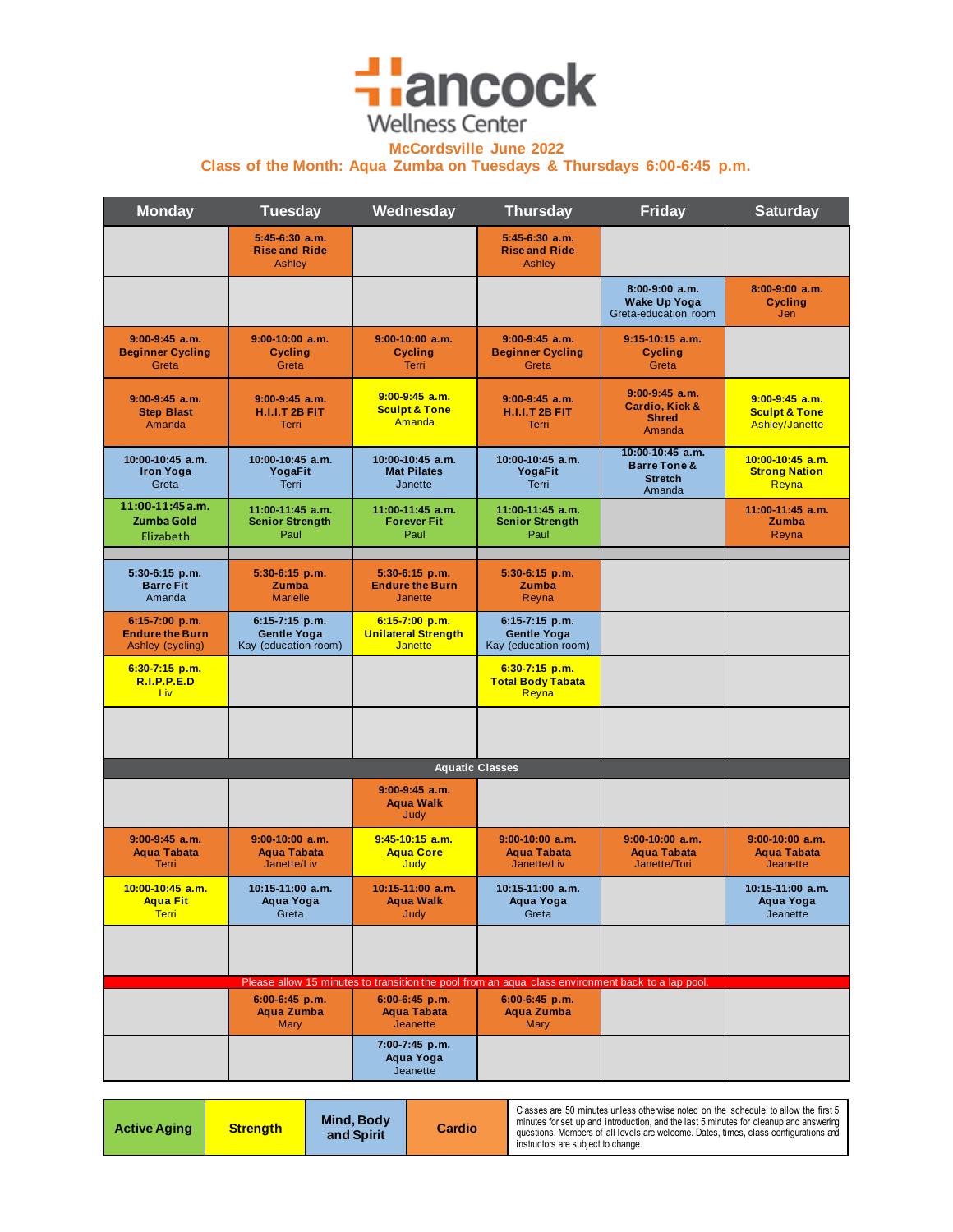# Hancock Wellness Center

## McCordsville June 2022

## Class of the Month: Aqua Zumba on Tuesdays & Thursdays 6:00-6:45 p.m.

| Monday | Tuesday | Wednesday | Thursday | Friday | Saturday |
|---|---|---|---|---|---|
| | 5:45-6:30 a.m. **Rise and Ride** Ashley | | 5:45-6:30 a.m. **Rise and Ride** Ashley | | |
| | | | | 8:00-9:00 a.m. **Wake Up Yoga** Greta-education room | 8:00-9:00 a.m. **Cycling** Jen |
| 9:00-9:45 a.m. **Beginner Cycling** Greta | 9:00-10:00 a.m. **Cycling** Greta | 9:00-10:00 a.m. **Cycling** Terri | 9:00-9:45 a.m. **Beginner Cycling** Greta | 9:15-10:15 a.m. **Cycling** Greta | |
| 9:00-9:45 a.m. **Step Blast** Amanda | 9:00-9:45 a.m. **H.I.I.T 2B FIT** Terri | 9:00-9:45 a.m. **Sculpt & Tone** Amanda | 9:00-9:45 a.m. **H.I.I.T 2B FIT** Terri | 9:00-9:45 a.m. **Cardio, Kick & Shred** Amanda | 9:00-9:45 a.m. **Sculpt & Tone** Ashley/Janette |
| 10:00-10:45 a.m. **Iron Yoga** Greta | 10:00-10:45 a.m. **YogaFit** Terri | 10:00-10:45 a.m. **Mat Pilates** Janette | 10:00-10:45 a.m. **YogaFit** Terri | 10:00-10:45 a.m. **Barre Tone & Stretch** Amanda | 10:00-10:45 a.m. **Strong Nation** Reyna |
| 11:00-11:45 a.m. **Zumba Gold** Elizabeth | 11:00-11:45 a.m. **Senior Strength** Paul | 11:00-11:45 a.m. **Forever Fit** Paul | 11:00-11:45 a.m. **Senior Strength** Paul | | 11:00-11:45 a.m. **Zumba** Reyna |
| 5:30-6:15 p.m. **Barre Fit** Amanda | 5:30-6:15 p.m. **Zumba** Marielle | 5:30-6:15 p.m. **Endure the Burn** Janette | 5:30-6:15 p.m. **Zumba** Reyna | | |
| 6:15-7:00 p.m. **Endure the Burn** Ashley (cycling) | 6:15-7:15 p.m. **Gentle Yoga** Kay (education room) | 6:15-7:00 p.m. **Unilateral Strength** Janette | 6:15-7:15 p.m. **Gentle Yoga** Kay (education room) | | |
| 6:30-7:15 p.m. **R.I.P.P.E.D** Liv | | | 6:30-7:15 p.m. **Total Body Tabata** Reyna | | |
| | | | | | |
| **Aquatic Classes** | | | | | |
| | | 9:00-9:45 a.m. **Aqua Walk** Judy | | | |
| 9:00-9:45 a.m. **Aqua Tabata** Terri | 9:00-10:00 a.m. **Aqua Tabata** Janette/Liv | 9:45-10:15 a.m. **Aqua Core** Judy | 9:00-10:00 a.m. **Aqua Tabata** Janette/Liv | 9:00-10:00 a.m. **Aqua Tabata** Janette/Tori | 9:00-10:00 a.m. **Aqua Tabata** Jeanette |
| 10:00-10:45 a.m. **Aqua Fit** Terri | 10:15-11:00 a.m. **Aqua Yoga** Greta | 10:15-11:00 a.m. **Aqua Walk** Judy | 10:15-11:00 a.m. **Aqua Yoga** Greta | | 10:15-11:00 a.m. **Aqua Yoga** Jeanette |
| | | | | | |
| Please allow 15 minutes to transition the pool from an aqua class environment back to a lap pool. | | | | | |
| | 6:00-6:45 p.m. **Aqua Zumba** Mary | 6:00-6:45 p.m. **Aqua Tabata** Jeanette | 6:00-6:45 p.m. **Aqua Zumba** Mary | | |
| | | 7:00-7:45 p.m. **Aqua Yoga** Jeanette | | | |

| Active Aging | Strength | Mind, Body and Spirit | Cardio | Classes are 50 minutes unless otherwise noted on the schedule, to allow the first 5 minutes for set up and introduction, and the last 5 minutes for cleanup and answering questions. Members of all levels are welcome. Dates, times, class configurations and instructors are subject to change. |
|---|---|---|---|---|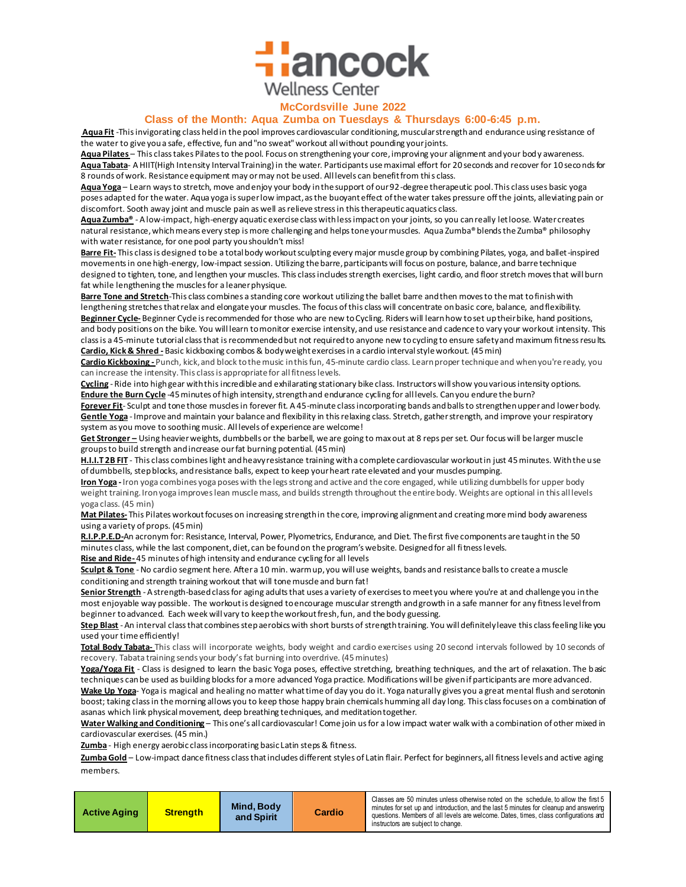# Hancock Wellness Center

## McCordsville June 2022

### Class of the Month: Aqua Zumba on Tuesdays & Thursdays 6:00-6:45 p.m.

**Aqua Fit** -This invigorating class held in the pool improves cardiovascular conditioning, muscular strength and endurance using resistance of the water to give you a safe, effective, fun and "no sweat" workout all without pounding your joints.

**Aqua Pilates** – This class takes Pilates to the pool. Focus on strengthening your core, improving your alignment and your body awareness.

**Aqua Tabata**- A HIIT(High Intensity Interval Training) in the water. Participants use maximal effort for 20 seconds and recover for 10 seconds for 8 rounds of work. Resistance equipment may or may not be used. All levels can benefit from this class.

**Aqua Yoga** – Learn ways to stretch, move and enjoy your body in the support of our 92-degree therapeutic pool. This class uses basic yoga poses adapted for the water. Aqua yoga is super low impact, as the buoyant effect of the water takes pressure off the joints, alleviating pain or discomfort. Sooth away joint and muscle pain as well as relieve stress in this therapeutic aquatics class.

**Aqua Zumba®** - A low-impact, high-energy aquatic exercise class with less impact on your joints, so you can really let loose. Water creates natural resistance, which means every step is more challenging and helps tone your muscles. Aqua Zumba® blends the Zumba® philosophy with water resistance, for one pool party you shouldn't miss!

**Barre Fit-** This class is designed to be a total body workout sculpting every major muscle group by combining Pilates, yoga, and ballet-inspired movements in one high-energy, low-impact session. Utilizing the barre, participants will focus on posture, balance, and barre technique designed to tighten, tone, and lengthen your muscles. This class includes strength exercises, light cardio, and floor stretch moves that will burn fat while lengthening the muscles for a leaner physique.

**Barre Tone and Stretch**-This class combines a standing core workout utilizing the ballet barre and then moves to the mat to finish with lengthening stretches that relax and elongate your muscles. The focus of this class will concentrate on basic core, balance, and flexibility.

**Beginner Cycle-** Beginner Cycle is recommended for those who are new to Cycling. Riders will learn how to set up their bike, hand positions, and body positions on the bike. You will learn to monitor exercise intensity, and use resistance and cadence to vary your workout intensity. This class is a 45-minute tutorial class that is recommended but not required to anyone new to cycling to ensure safety and maximum fitness results.

**Cardio, Kick & Shred -** Basic kickboxing combos & body weight exercises in a cardio interval style workout. (45 min)

**Cardio Kickboxing -** Punch, kick, and block to the music in this fun, 45-minute cardio class. Learn proper technique and when you're ready, you can increase the intensity. This class is appropriate for all fitness levels.

**Cycling** - Ride into high gear with this incredible and exhilarating stationary bike class. Instructors will show you various intensity options.

**Endure the Burn Cycle** -45 minutes of high intensity, strength and endurance cycling for all levels. Can you endure the burn?

**Forever Fit**- Sculpt and tone those muscles in forever fit. A 45-minute class incorporating bands and balls to strengthen upper and lower body.

**Gentle Yoga** - Improve and maintain your balance and flexibility in this relaxing class. Stretch, gather strength, and improve your respiratory system as you move to soothing music. All levels of experience are welcome!

**Get Stronger –** Using heavier weights, dumbbells or the barbell, we are going to max out at 8 reps per set. Our focus will be larger muscle groups to build strength and increase our fat burning potential. (45 min)

**H.I.I.T 2B FIT** - This class combines light and heavy resistance training with a complete cardiovascular workout in just 45 minutes. With the use of dumbbells, step blocks, and resistance balls, expect to keep your heart rate elevated and your muscles pumping.

**Iron Yoga -** Iron yoga combines yoga poses with the legs strong and active and the core engaged, while utilizing dumbbells for upper body weight training. Iron yoga improves lean muscle mass, and builds strength throughout the entire body. Weights are optional in this all levels yoga class. (45 min)

**Mat Pilates-** This Pilates workout focuses on increasing strength in the core, improving alignment and creating more mind body awareness using a variety of props. (45 min)

**R.I.P.P.E.D-**An acronym for: Resistance, Interval, Power, Plyometrics, Endurance, and Diet. The first five components are taught in the 50 minutes class, while the last component, diet, can be found on the program's website. Designed for all fitness levels.

**Rise and Ride-** 45 minutes of high intensity and endurance cycling for all levels

**Sculpt & Tone** - No cardio segment here. After a 10 min. warm up, you will use weights, bands and resistance balls to create a muscle conditioning and strength training workout that will tone muscle and burn fat!

**Senior Strength** - A strength-based class for aging adults that uses a variety of exercises to meet you where you're at and challenge you in the most enjoyable way possible. The workout is designed to encourage muscular strength and growth in a safe manner for any fitness level from beginner to advanced. Each week will vary to keep the workout fresh, fun, and the body guessing.

**Step Blast** - An interval class that combines step aerobics with short bursts of strength training. You will definitely leave this class feeling like you used your time efficiently!

**Total Body Tabata-** This class will incorporate weights, body weight and cardio exercises using 20 second intervals followed by 10 seconds of recovery. Tabata training sends your body's fat burning into overdrive. (45 minutes)

**Yoga/Yoga Fit** - Class is designed to learn the basic Yoga poses, effective stretching, breathing techniques, and the art of relaxation. The basic techniques can be used as building blocks for a more advanced Yoga practice. Modifications will be given if participants are more advanced.

**Wake Up Yoga**- Yoga is magical and healing no matter what time of day you do it. Yoga naturally gives you a great mental flush and serotonin boost; taking class in the morning allows you to keep those happy brain chemicals humming all day long. This class focuses on a combination of asanas which link physical movement, deep breathing techniques, and meditation together.

**Water Walking and Conditioning** – This one's all cardiovascular! Come join us for a low impact water walk with a combination of other mixed in cardiovascular exercises. (45 min.)

**Zumba** - High energy aerobic class incorporating basic Latin steps & fitness.

**Zumba Gold** – Low-impact dance fitness class that includes different styles of Latin flair. Perfect for beginners, all fitness levels and active aging members.

| | | | | |
|---|---|---|---|---|
| Active Aging | Strength | Mind, Body and Spirit | Cardio | Classes are 50 minutes unless otherwise noted on the schedule, to allow the first 5 minutes for set up and introduction, and the last 5 minutes for cleanup and answering questions. Members of all levels are welcome. Dates, times, class configurations and instructors are subject to change. |